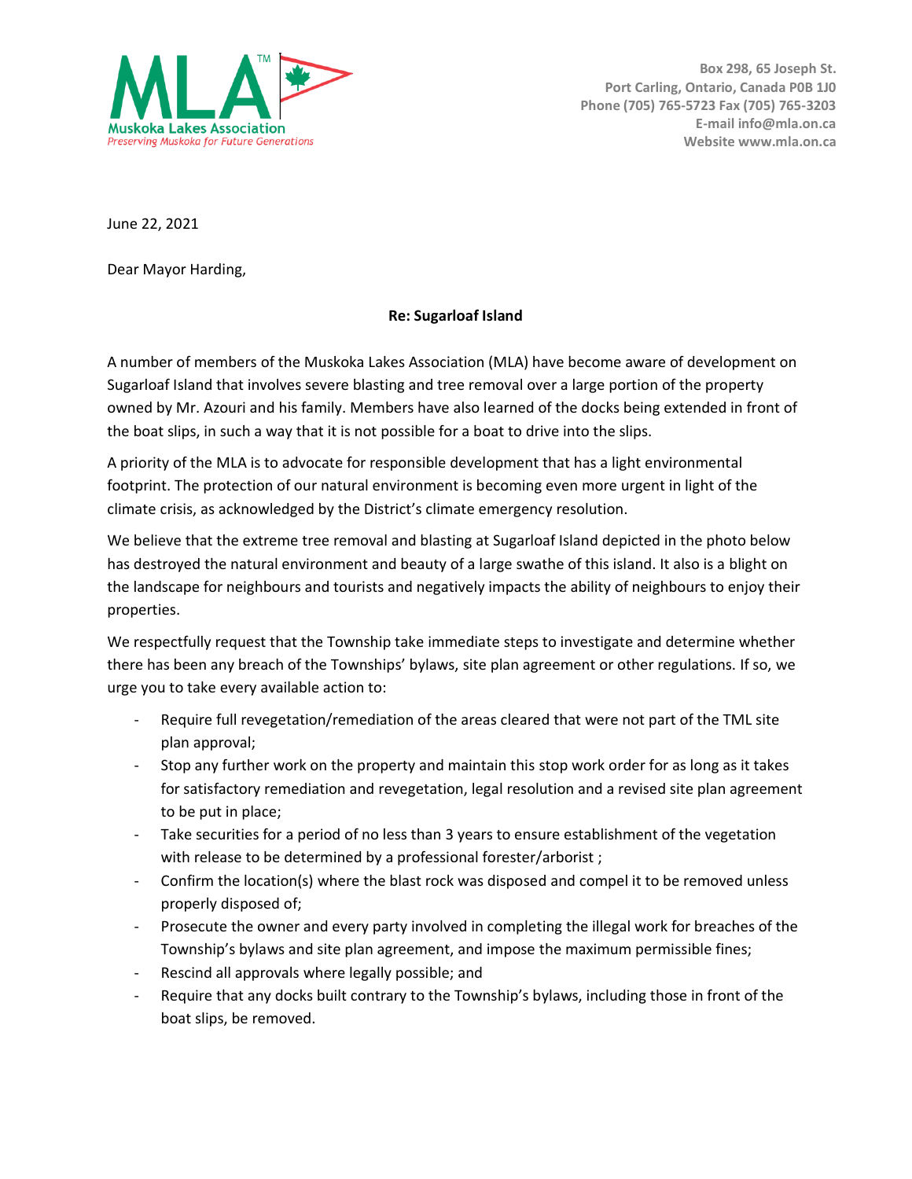Muskoka Lakes Association
*Preserving Muskoka for Future Generations*

**Box 298, 65 Joseph St.**
**Port Carling, Ontario, Canada P0B 1J0**
**Phone (705) 765-5723 Fax (705) 765-3203**
**E-mail info@mla.on.ca**
**Website www.mla.on.ca**

June 22, 2021

Dear Mayor Harding,

**Re: Sugarloaf Island**

A number of members of the Muskoka Lakes Association (MLA) have become aware of development on Sugarloaf Island that involves severe blasting and tree removal over a large portion of the property owned by Mr. Azouri and his family. Members have also learned of the docks being extended in front of the boat slips, in such a way that it is not possible for a boat to drive into the slips.

A priority of the MLA is to advocate for responsible development that has a light environmental footprint. The protection of our natural environment is becoming even more urgent in light of the climate crisis, as acknowledged by the District's climate emergency resolution.

We believe that the extreme tree removal and blasting at Sugarloaf Island depicted in the photo below has destroyed the natural environment and beauty of a large swathe of this island. It also is a blight on the landscape for neighbours and tourists and negatively impacts the ability of neighbours to enjoy their properties.

We respectfully request that the Township take immediate steps to investigate and determine whether there has been any breach of the Townships' bylaws, site plan agreement or other regulations. If so, we urge you to take every available action to:

- Require full revegetation/remediation of the areas cleared that were not part of the TML site plan approval;
- Stop any further work on the property and maintain this stop work order for as long as it takes for satisfactory remediation and revegetation, legal resolution and a revised site plan agreement to be put in place;
- Take securities for a period of no less than 3 years to ensure establishment of the vegetation with release to be determined by a professional forester/arborist ;
- Confirm the location(s) where the blast rock was disposed and compel it to be removed unless properly disposed of;
- Prosecute the owner and every party involved in completing the illegal work for breaches of the Township's bylaws and site plan agreement, and impose the maximum permissible fines;
- Rescind all approvals where legally possible; and
- Require that any docks built contrary to the Township's bylaws, including those in front of the boat slips, be removed.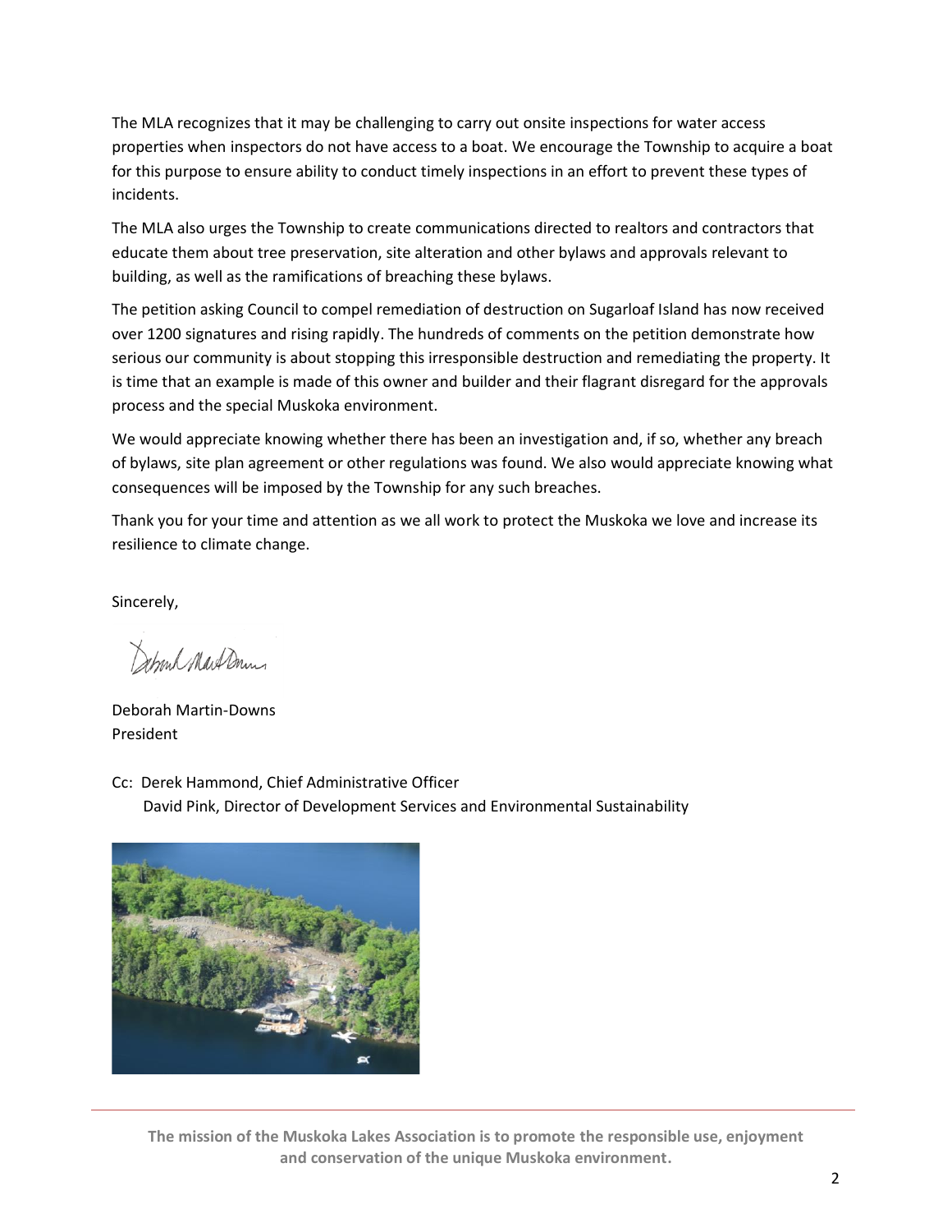The MLA recognizes that it may be challenging to carry out onsite inspections for water access properties when inspectors do not have access to a boat. We encourage the Township to acquire a boat for this purpose to ensure ability to conduct timely inspections in an effort to prevent these types of incidents.

The MLA also urges the Township to create communications directed to realtors and contractors that educate them about tree preservation, site alteration and other bylaws and approvals relevant to building, as well as the ramifications of breaching these bylaws.

The petition asking Council to compel remediation of destruction on Sugarloaf Island has now received over 1200 signatures and rising rapidly. The hundreds of comments on the petition demonstrate how serious our community is about stopping this irresponsible destruction and remediating the property. It is time that an example is made of this owner and builder and their flagrant disregard for the approvals process and the special Muskoka environment.

We would appreciate knowing whether there has been an investigation and, if so, whether any breach of bylaws, site plan agreement or other regulations was found. We also would appreciate knowing what consequences will be imposed by the Township for any such breaches.

Thank you for your time and attention as we all work to protect the Muskoka we love and increase its resilience to climate change.

Sincerely,

Deborah Martin-Downs
President

Cc: Derek Hammond, Chief Administrative Officer
David Pink, Director of Development Services and Environmental Sustainability

**The mission of the Muskoka Lakes Association is to promote the responsible use, enjoyment and conservation of the unique Muskoka environment.**